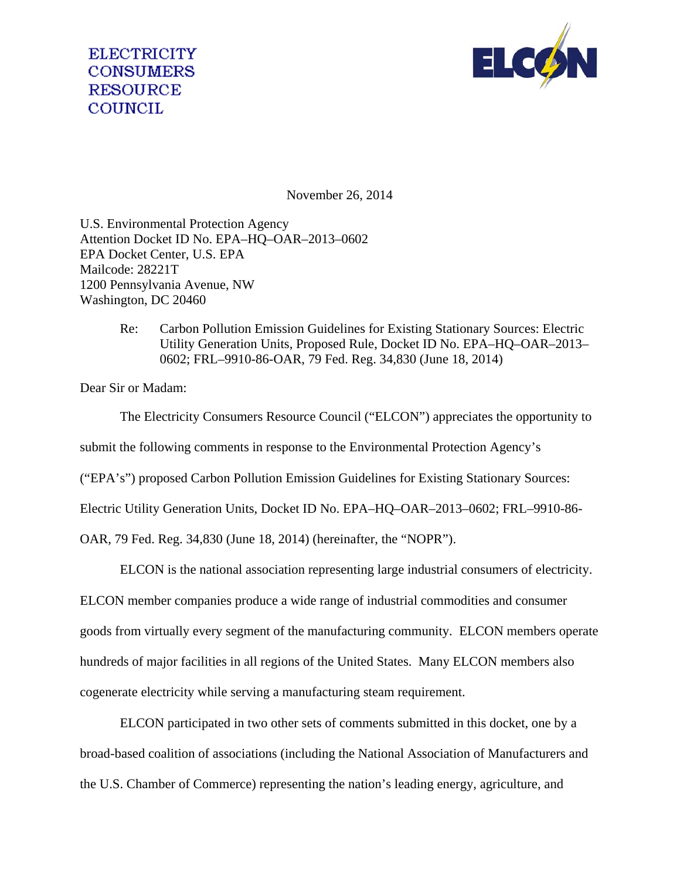ELECTRICITY
CONSUMERS
RESOURCE
COUNCIL

ELCON

November 26, 2014

U.S. Environmental Protection Agency
Attention Docket ID No. EPA–HQ–OAR–2013–0602
EPA Docket Center, U.S. EPA
Mailcode: 28221T
1200 Pennsylvania Avenue, NW
Washington, DC 20460

Re: Carbon Pollution Emission Guidelines for Existing Stationary Sources: Electric Utility Generation Units, Proposed Rule, Docket ID No. EPA–HQ–OAR–2013–0602; FRL–9910-86-OAR, 79 Fed. Reg. 34,830 (June 18, 2014)

Dear Sir or Madam:

The Electricity Consumers Resource Council ("ELCON") appreciates the opportunity to submit the following comments in response to the Environmental Protection Agency's ("EPA's") proposed Carbon Pollution Emission Guidelines for Existing Stationary Sources: Electric Utility Generation Units, Docket ID No. EPA–HQ–OAR–2013–0602; FRL–9910-86-OAR, 79 Fed. Reg. 34,830 (June 18, 2014) (hereinafter, the "NOPR").

ELCON is the national association representing large industrial consumers of electricity. ELCON member companies produce a wide range of industrial commodities and consumer goods from virtually every segment of the manufacturing community. ELCON members operate hundreds of major facilities in all regions of the United States. Many ELCON members also cogenerate electricity while serving a manufacturing steam requirement.

ELCON participated in two other sets of comments submitted in this docket, one by a broad-based coalition of associations (including the National Association of Manufacturers and the U.S. Chamber of Commerce) representing the nation's leading energy, agriculture, and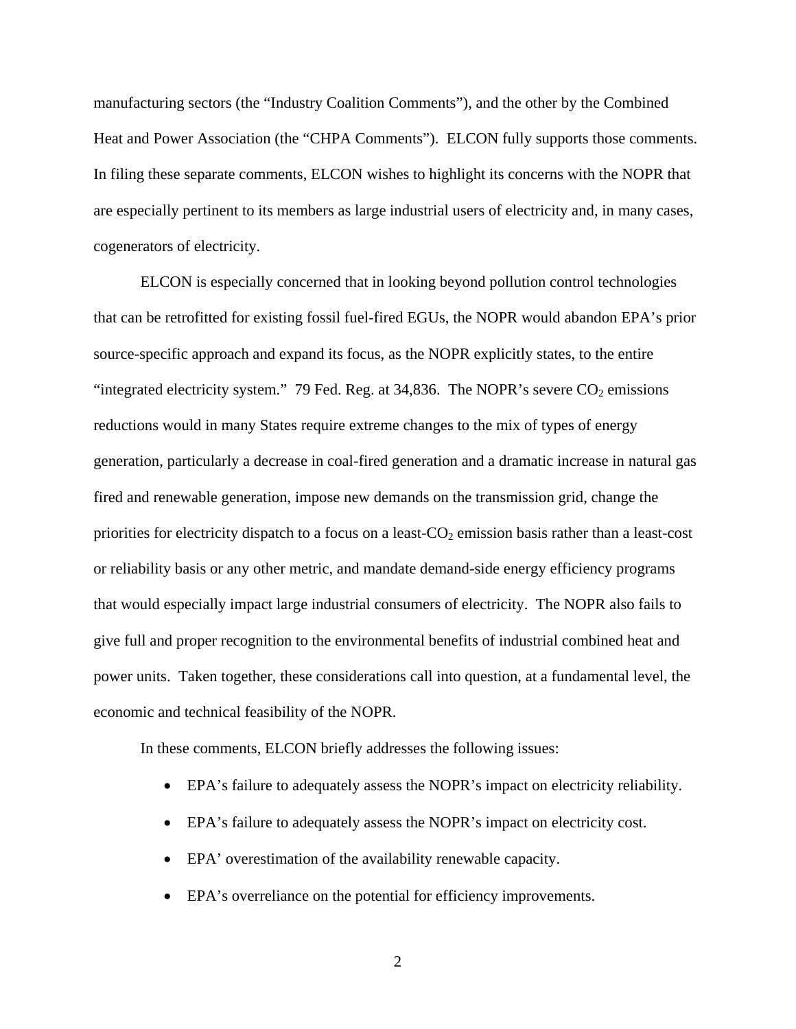manufacturing sectors (the "Industry Coalition Comments"), and the other by the Combined Heat and Power Association (the "CHPA Comments"). ELCON fully supports those comments. In filing these separate comments, ELCON wishes to highlight its concerns with the NOPR that are especially pertinent to its members as large industrial users of electricity and, in many cases, cogenerators of electricity.

ELCON is especially concerned that in looking beyond pollution control technologies that can be retrofitted for existing fossil fuel-fired EGUs, the NOPR would abandon EPA's prior source-specific approach and expand its focus, as the NOPR explicitly states, to the entire "integrated electricity system." 79 Fed. Reg. at 34,836. The NOPR's severe $CO_2$ emissions reductions would in many States require extreme changes to the mix of types of energy generation, particularly a decrease in coal-fired generation and a dramatic increase in natural gas fired and renewable generation, impose new demands on the transmission grid, change the priorities for electricity dispatch to a focus on a least-$CO_2$ emission basis rather than a least-cost or reliability basis or any other metric, and mandate demand-side energy efficiency programs that would especially impact large industrial consumers of electricity. The NOPR also fails to give full and proper recognition to the environmental benefits of industrial combined heat and power units. Taken together, these considerations call into question, at a fundamental level, the economic and technical feasibility of the NOPR.

In these comments, ELCON briefly addresses the following issues:

- EPA's failure to adequately assess the NOPR's impact on electricity reliability.
- EPA's failure to adequately assess the NOPR's impact on electricity cost.
- EPA' overestimation of the availability renewable capacity.
- EPA's overreliance on the potential for efficiency improvements.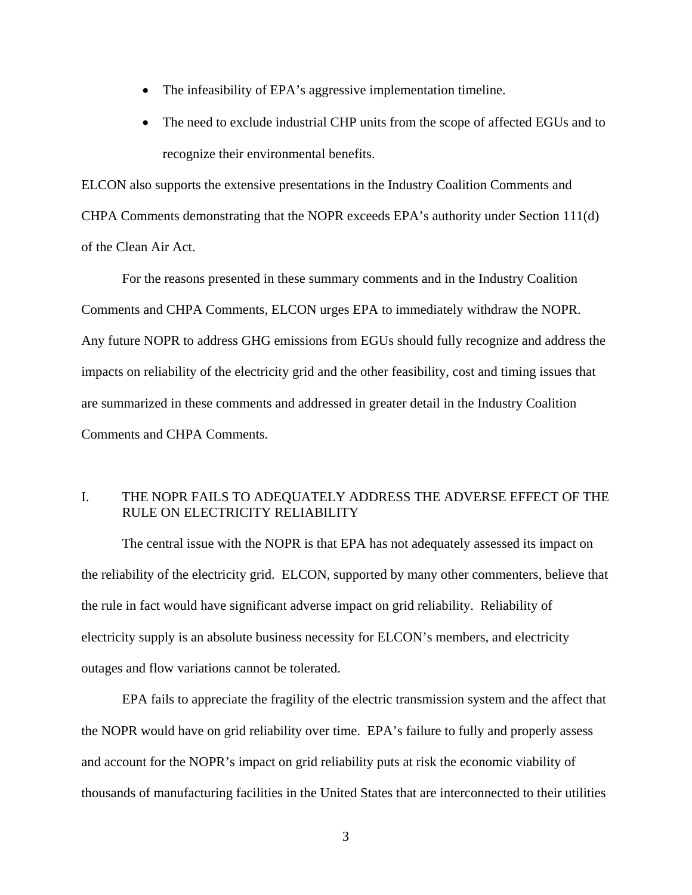- The infeasibility of EPA's aggressive implementation timeline.
- The need to exclude industrial CHP units from the scope of affected EGUs and to recognize their environmental benefits.

ELCON also supports the extensive presentations in the Industry Coalition Comments and CHPA Comments demonstrating that the NOPR exceeds EPA's authority under Section 111(d) of the Clean Air Act.

For the reasons presented in these summary comments and in the Industry Coalition Comments and CHPA Comments, ELCON urges EPA to immediately withdraw the NOPR. Any future NOPR to address GHG emissions from EGUs should fully recognize and address the impacts on reliability of the electricity grid and the other feasibility, cost and timing issues that are summarized in these comments and addressed in greater detail in the Industry Coalition Comments and CHPA Comments.

## I. THE NOPR FAILS TO ADEQUATELY ADDRESS THE ADVERSE EFFECT OF THE RULE ON ELECTRICITY RELIABILITY

The central issue with the NOPR is that EPA has not adequately assessed its impact on the reliability of the electricity grid. ELCON, supported by many other commenters, believe that the rule in fact would have significant adverse impact on grid reliability. Reliability of electricity supply is an absolute business necessity for ELCON's members, and electricity outages and flow variations cannot be tolerated.

EPA fails to appreciate the fragility of the electric transmission system and the affect that the NOPR would have on grid reliability over time. EPA's failure to fully and properly assess and account for the NOPR's impact on grid reliability puts at risk the economic viability of thousands of manufacturing facilities in the United States that are interconnected to their utilities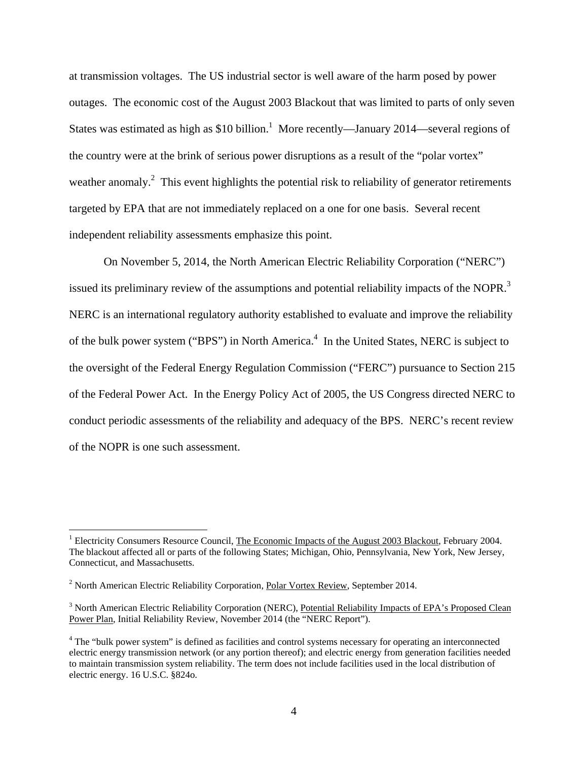at transmission voltages. The US industrial sector is well aware of the harm posed by power outages. The economic cost of the August 2003 Blackout that was limited to parts of only seven States was estimated as high as $10 billion.[1] More recently—January 2014—several regions of the country were at the brink of serious power disruptions as a result of the "polar vortex" weather anomaly.[2] This event highlights the potential risk to reliability of generator retirements targeted by EPA that are not immediately replaced on a one for one basis. Several recent independent reliability assessments emphasize this point.

On November 5, 2014, the North American Electric Reliability Corporation ("NERC") issued its preliminary review of the assumptions and potential reliability impacts of the NOPR.[3] NERC is an international regulatory authority established to evaluate and improve the reliability of the bulk power system ("BPS") in North America.[4] In the United States, NERC is subject to the oversight of the Federal Energy Regulation Commission ("FERC") pursuance to Section 215 of the Federal Power Act. In the Energy Policy Act of 2005, the US Congress directed NERC to conduct periodic assessments of the reliability and adequacy of the BPS. NERC's recent review of the NOPR is one such assessment.

---

[1] Electricity Consumers Resource Council, The Economic Impacts of the August 2003 Blackout, February 2004. The blackout affected all or parts of the following States; Michigan, Ohio, Pennsylvania, New York, New Jersey, Connecticut, and Massachusetts.

[2] North American Electric Reliability Corporation, Polar Vortex Review, September 2014.

[3] North American Electric Reliability Corporation (NERC), Potential Reliability Impacts of EPA's Proposed Clean Power Plan, Initial Reliability Review, November 2014 (the "NERC Report").

[4] The "bulk power system" is defined as facilities and control systems necessary for operating an interconnected electric energy transmission network (or any portion thereof); and electric energy from generation facilities needed to maintain transmission system reliability. The term does not include facilities used in the local distribution of electric energy. 16 U.S.C. §824o.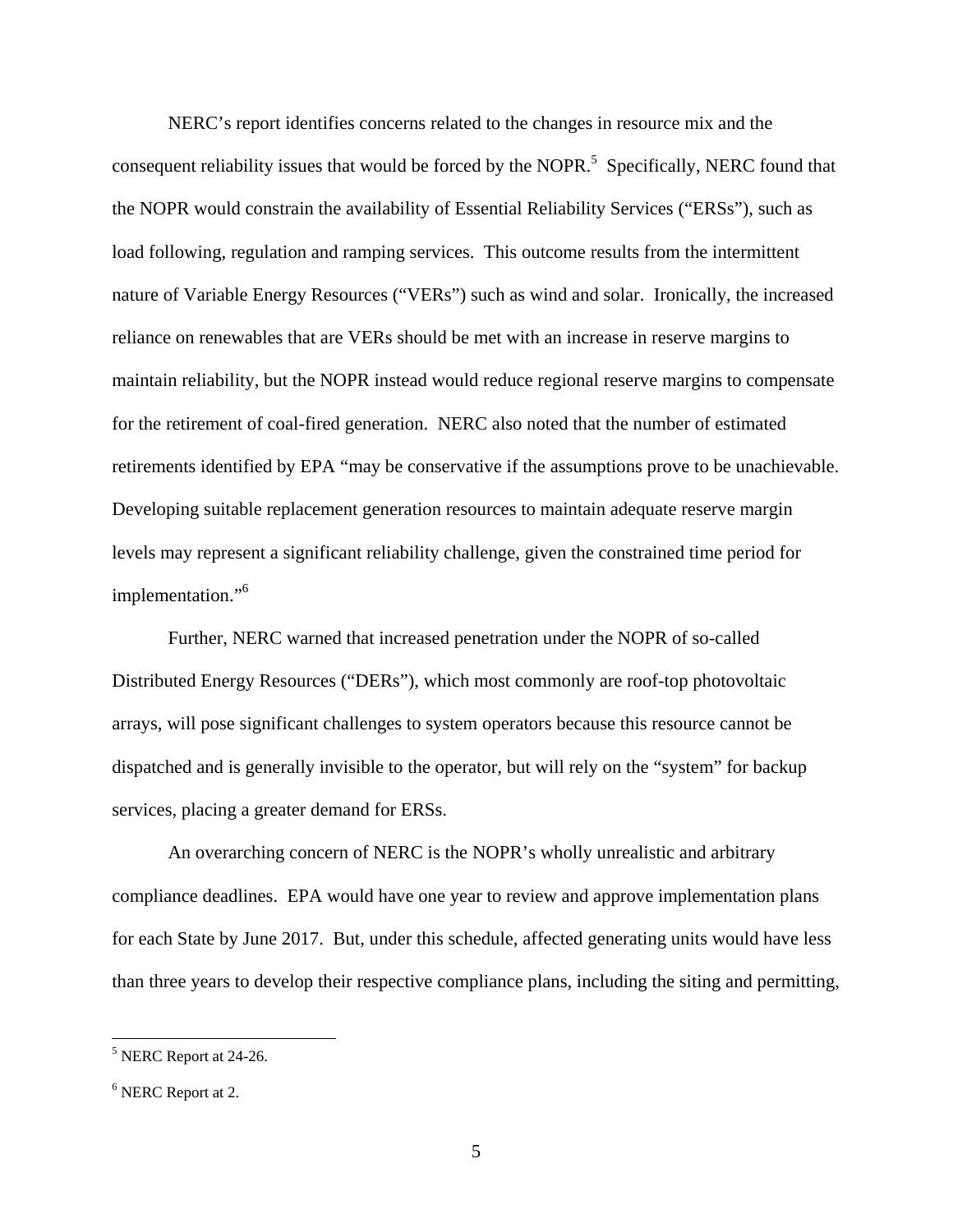NERC's report identifies concerns related to the changes in resource mix and the consequent reliability issues that would be forced by the NOPR.[5] Specifically, NERC found that the NOPR would constrain the availability of Essential Reliability Services ("ERSs"), such as load following, regulation and ramping services. This outcome results from the intermittent nature of Variable Energy Resources ("VERs") such as wind and solar. Ironically, the increased reliance on renewables that are VERs should be met with an increase in reserve margins to maintain reliability, but the NOPR instead would reduce regional reserve margins to compensate for the retirement of coal-fired generation. NERC also noted that the number of estimated retirements identified by EPA "may be conservative if the assumptions prove to be unachievable. Developing suitable replacement generation resources to maintain adequate reserve margin levels may represent a significant reliability challenge, given the constrained time period for implementation."[6]

Further, NERC warned that increased penetration under the NOPR of so-called Distributed Energy Resources ("DERs"), which most commonly are roof-top photovoltaic arrays, will pose significant challenges to system operators because this resource cannot be dispatched and is generally invisible to the operator, but will rely on the "system" for backup services, placing a greater demand for ERSs.

An overarching concern of NERC is the NOPR's wholly unrealistic and arbitrary compliance deadlines. EPA would have one year to review and approve implementation plans for each State by June 2017. But, under this schedule, affected generating units would have less than three years to develop their respective compliance plans, including the siting and permitting,

[5] NERC Report at 24-26.

[6] NERC Report at 2.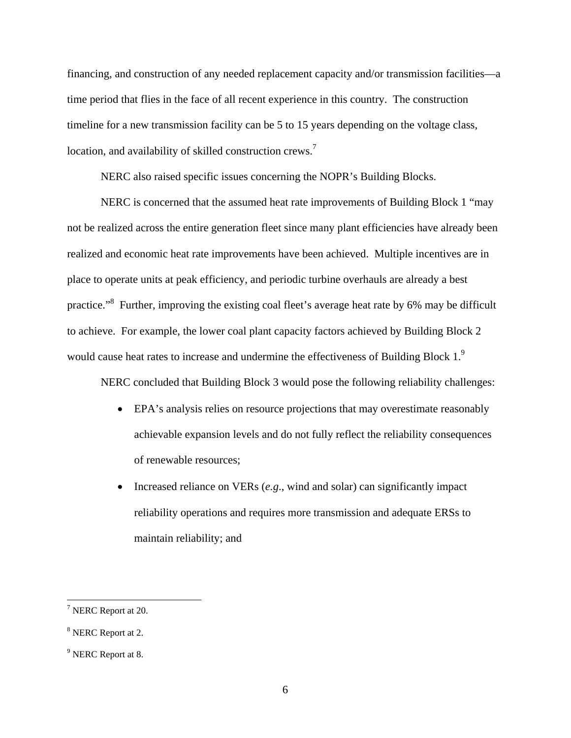financing, and construction of any needed replacement capacity and/or transmission facilities—a time period that flies in the face of all recent experience in this country. The construction timeline for a new transmission facility can be 5 to 15 years depending on the voltage class, location, and availability of skilled construction crews.[7]

NERC also raised specific issues concerning the NOPR's Building Blocks.

NERC is concerned that the assumed heat rate improvements of Building Block 1 "may not be realized across the entire generation fleet since many plant efficiencies have already been realized and economic heat rate improvements have been achieved. Multiple incentives are in place to operate units at peak efficiency, and periodic turbine overhauls are already a best practice."[8] Further, improving the existing coal fleet's average heat rate by 6% may be difficult to achieve. For example, the lower coal plant capacity factors achieved by Building Block 2 would cause heat rates to increase and undermine the effectiveness of Building Block 1.[9]

NERC concluded that Building Block 3 would pose the following reliability challenges:

- EPA's analysis relies on resource projections that may overestimate reasonably achievable expansion levels and do not fully reflect the reliability consequences of renewable resources;
- Increased reliance on VERs (*e.g*., wind and solar) can significantly impact reliability operations and requires more transmission and adequate ERSs to maintain reliability; and

---

[7] NERC Report at 20.

[8] NERC Report at 2.

[9] NERC Report at 8.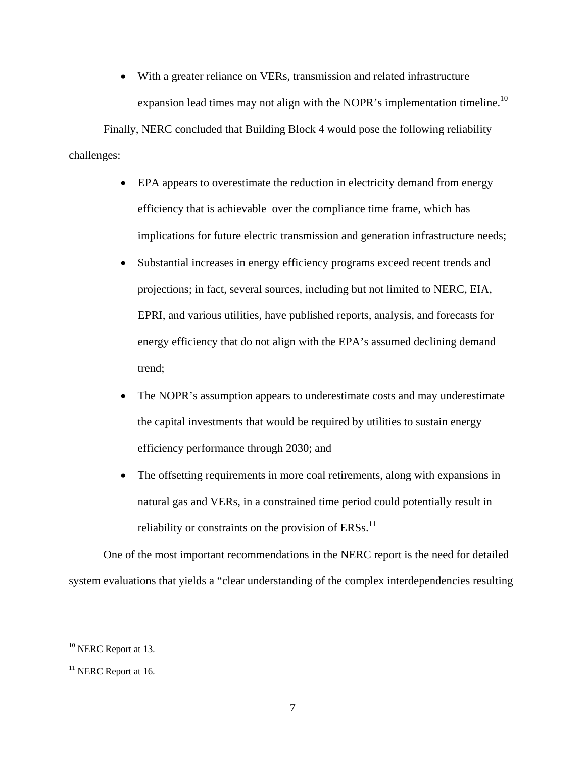- With a greater reliance on VERs, transmission and related infrastructure expansion lead times may not align with the NOPR's implementation timeline.[10]

Finally, NERC concluded that Building Block 4 would pose the following reliability challenges:

- EPA appears to overestimate the reduction in electricity demand from energy efficiency that is achievable  over the compliance time frame, which has implications for future electric transmission and generation infrastructure needs;
- Substantial increases in energy efficiency programs exceed recent trends and projections; in fact, several sources, including but not limited to NERC, EIA, EPRI, and various utilities, have published reports, analysis, and forecasts for energy efficiency that do not align with the EPA's assumed declining demand trend;
- The NOPR's assumption appears to underestimate costs and may underestimate the capital investments that would be required by utilities to sustain energy efficiency performance through 2030; and
- The offsetting requirements in more coal retirements, along with expansions in natural gas and VERs, in a constrained time period could potentially result in reliability or constraints on the provision of ERSs.[11]

One of the most important recommendations in the NERC report is the need for detailed system evaluations that yields a "clear understanding of the complex interdependencies resulting

[10] NERC Report at 13.

[11] NERC Report at 16.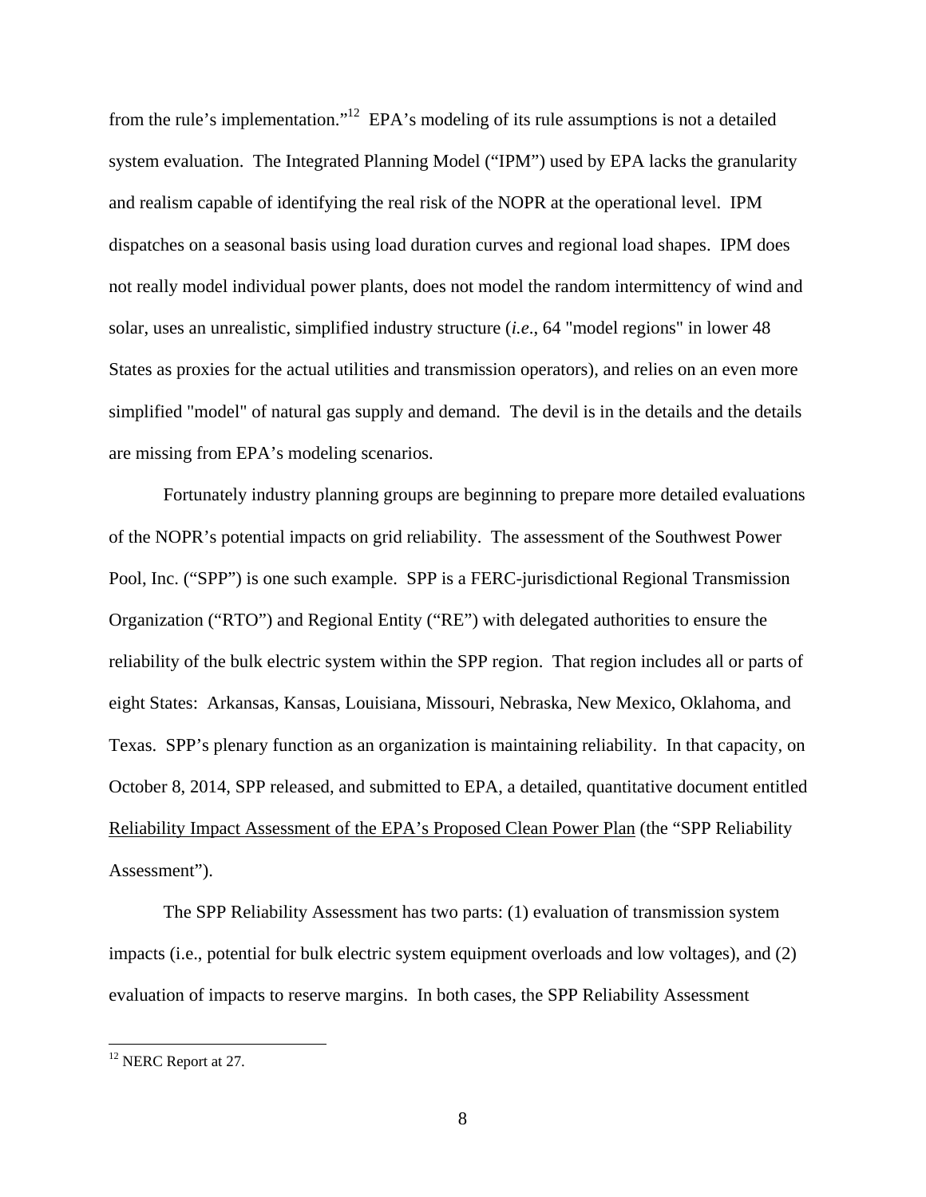from the rule's implementation."[12] EPA's modeling of its rule assumptions is not a detailed system evaluation. The Integrated Planning Model ("IPM") used by EPA lacks the granularity and realism capable of identifying the real risk of the NOPR at the operational level. IPM dispatches on a seasonal basis using load duration curves and regional load shapes. IPM does not really model individual power plants, does not model the random intermittency of wind and solar, uses an unrealistic, simplified industry structure (*i.e*., 64 "model regions" in lower 48 States as proxies for the actual utilities and transmission operators), and relies on an even more simplified "model" of natural gas supply and demand. The devil is in the details and the details are missing from EPA's modeling scenarios.

Fortunately industry planning groups are beginning to prepare more detailed evaluations of the NOPR's potential impacts on grid reliability. The assessment of the Southwest Power Pool, Inc. ("SPP") is one such example. SPP is a FERC-jurisdictional Regional Transmission Organization ("RTO") and Regional Entity ("RE") with delegated authorities to ensure the reliability of the bulk electric system within the SPP region. That region includes all or parts of eight States: Arkansas, Kansas, Louisiana, Missouri, Nebraska, New Mexico, Oklahoma, and Texas. SPP's plenary function as an organization is maintaining reliability. In that capacity, on October 8, 2014, SPP released, and submitted to EPA, a detailed, quantitative document entitled <u>Reliability Impact Assessment of the EPA's Proposed Clean Power Plan</u> (the "SPP Reliability Assessment").

The SPP Reliability Assessment has two parts: (1) evaluation of transmission system impacts (i.e., potential for bulk electric system equipment overloads and low voltages), and (2) evaluation of impacts to reserve margins. In both cases, the SPP Reliability Assessment

---

[12] NERC Report at 27.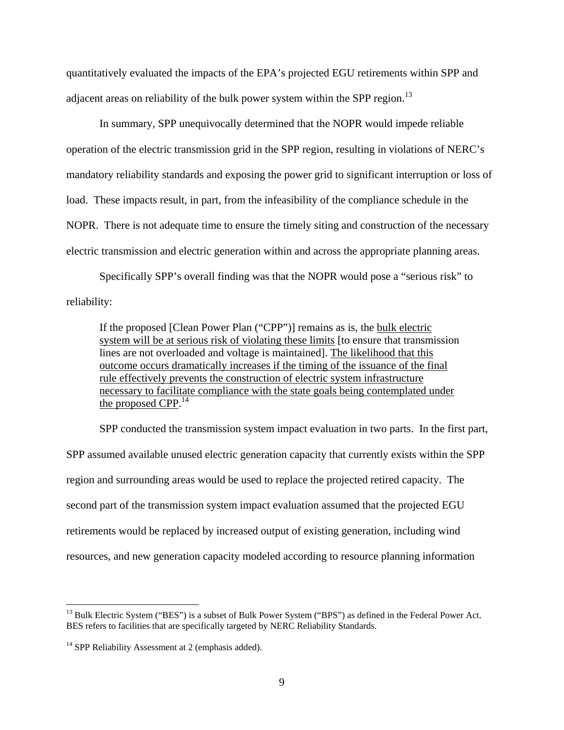quantitatively evaluated the impacts of the EPA's projected EGU retirements within SPP and adjacent areas on reliability of the bulk power system within the SPP region.[13]

In summary, SPP unequivocally determined that the NOPR would impede reliable operation of the electric transmission grid in the SPP region, resulting in violations of NERC's mandatory reliability standards and exposing the power grid to significant interruption or loss of load. These impacts result, in part, from the infeasibility of the compliance schedule in the NOPR. There is not adequate time to ensure the timely siting and construction of the necessary electric transmission and electric generation within and across the appropriate planning areas.

Specifically SPP's overall finding was that the NOPR would pose a "serious risk" to reliability:

> If the proposed [Clean Power Plan ("CPP")] remains as is, the <u>bulk electric system will be at serious risk of violating these limits</u> [to ensure that transmission lines are not overloaded and voltage is maintained]. <u>The likelihood that this outcome occurs dramatically increases if the timing of the issuance of the final rule effectively prevents the construction of electric system infrastructure necessary to facilitate compliance with the state goals being contemplated under the proposed CPP</u>.[14]

SPP conducted the transmission system impact evaluation in two parts. In the first part, SPP assumed available unused electric generation capacity that currently exists within the SPP region and surrounding areas would be used to replace the projected retired capacity. The second part of the transmission system impact evaluation assumed that the projected EGU retirements would be replaced by increased output of existing generation, including wind resources, and new generation capacity modeled according to resource planning information

---

[13] Bulk Electric System ("BES") is a subset of Bulk Power System ("BPS") as defined in the Federal Power Act. BES refers to facilities that are specifically targeted by NERC Reliability Standards.

[14] SPP Reliability Assessment at 2 (emphasis added).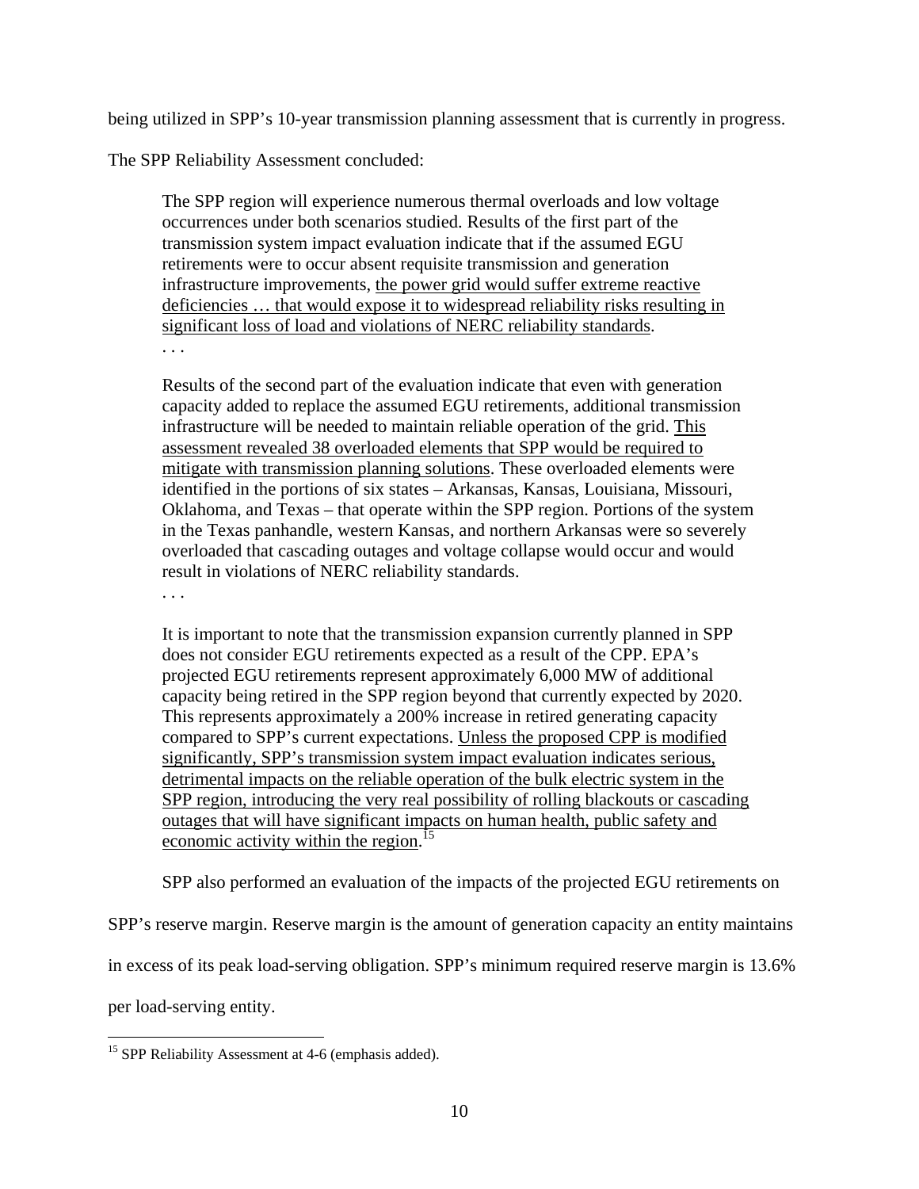being utilized in SPP's 10-year transmission planning assessment that is currently in progress.

The SPP Reliability Assessment concluded:

> The SPP region will experience numerous thermal overloads and low voltage occurrences under both scenarios studied. Results of the first part of the transmission system impact evaluation indicate that if the assumed EGU retirements were to occur absent requisite transmission and generation infrastructure improvements, <u>the power grid would suffer extreme reactive deficiencies … that would expose it to widespread reliability risks resulting in significant loss of load and violations of NERC reliability standards</u>.
>
> . . .
>
> Results of the second part of the evaluation indicate that even with generation capacity added to replace the assumed EGU retirements, additional transmission infrastructure will be needed to maintain reliable operation of the grid. <u>This assessment revealed 38 overloaded elements that SPP would be required to mitigate with transmission planning solutions</u>. These overloaded elements were identified in the portions of six states – Arkansas, Kansas, Louisiana, Missouri, Oklahoma, and Texas – that operate within the SPP region. Portions of the system in the Texas panhandle, western Kansas, and northern Arkansas were so severely overloaded that cascading outages and voltage collapse would occur and would result in violations of NERC reliability standards.
>
> . . .
>
> It is important to note that the transmission expansion currently planned in SPP does not consider EGU retirements expected as a result of the CPP. EPA's projected EGU retirements represent approximately 6,000 MW of additional capacity being retired in the SPP region beyond that currently expected by 2020. This represents approximately a 200% increase in retired generating capacity compared to SPP's current expectations. <u>Unless the proposed CPP is modified significantly, SPP's transmission system impact evaluation indicates serious, detrimental impacts on the reliable operation of the bulk electric system in the SPP region, introducing the very real possibility of rolling blackouts or cascading outages that will have significant impacts on human health, public safety and economic activity within the region</u>.[15]

SPP also performed an evaluation of the impacts of the projected EGU retirements on SPP's reserve margin. Reserve margin is the amount of generation capacity an entity maintains in excess of its peak load-serving obligation. SPP's minimum required reserve margin is 13.6% per load-serving entity.

---

[15] SPP Reliability Assessment at 4-6 (emphasis added).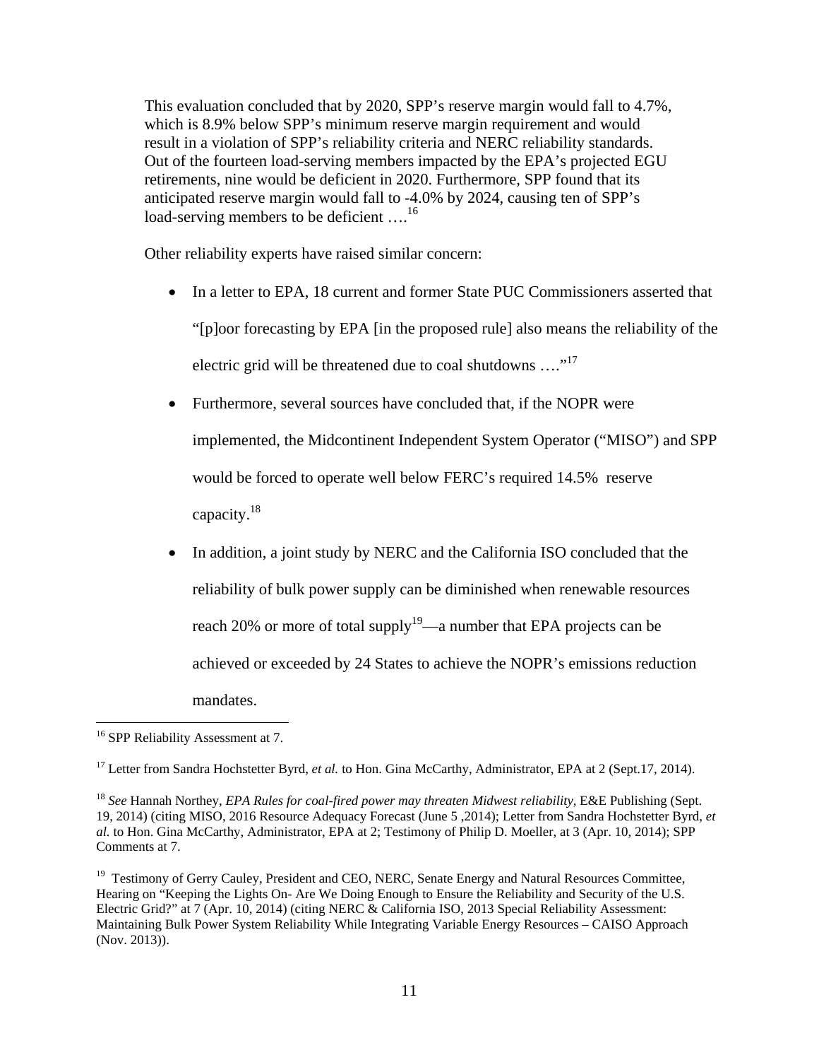This evaluation concluded that by 2020, SPP's reserve margin would fall to 4.7%, which is 8.9% below SPP's minimum reserve margin requirement and would result in a violation of SPP's reliability criteria and NERC reliability standards. Out of the fourteen load-serving members impacted by the EPA's projected EGU retirements, nine would be deficient in 2020. Furthermore, SPP found that its anticipated reserve margin would fall to -4.0% by 2024, causing ten of SPP's load-serving members to be deficient ….[16]

Other reliability experts have raised similar concern:

- In a letter to EPA, 18 current and former State PUC Commissioners asserted that "[p]oor forecasting by EPA [in the proposed rule] also means the reliability of the electric grid will be threatened due to coal shutdowns …."[17]
- Furthermore, several sources have concluded that, if the NOPR were implemented, the Midcontinent Independent System Operator ("MISO") and SPP would be forced to operate well below FERC's required 14.5% reserve capacity.[18]
- In addition, a joint study by NERC and the California ISO concluded that the reliability of bulk power supply can be diminished when renewable resources reach 20% or more of total supply[19]—a number that EPA projects can be achieved or exceeded by 24 States to achieve the NOPR's emissions reduction mandates.

---

[16] SPP Reliability Assessment at 7.

[17] Letter from Sandra Hochstetter Byrd, *et al.* to Hon. Gina McCarthy, Administrator, EPA at 2 (Sept.17, 2014).

[18] *See* Hannah Northey, *EPA Rules for coal-fired power may threaten Midwest reliability*, E&E Publishing (Sept. 19, 2014) (citing MISO, 2016 Resource Adequacy Forecast (June 5 ,2014); Letter from Sandra Hochstetter Byrd, *et al.* to Hon. Gina McCarthy, Administrator, EPA at 2; Testimony of Philip D. Moeller, at 3 (Apr. 10, 2014); SPP Comments at 7.

[19] Testimony of Gerry Cauley, President and CEO, NERC, Senate Energy and Natural Resources Committee, Hearing on "Keeping the Lights On- Are We Doing Enough to Ensure the Reliability and Security of the U.S. Electric Grid?" at 7 (Apr. 10, 2014) (citing NERC & California ISO, 2013 Special Reliability Assessment: Maintaining Bulk Power System Reliability While Integrating Variable Energy Resources – CAISO Approach (Nov. 2013)).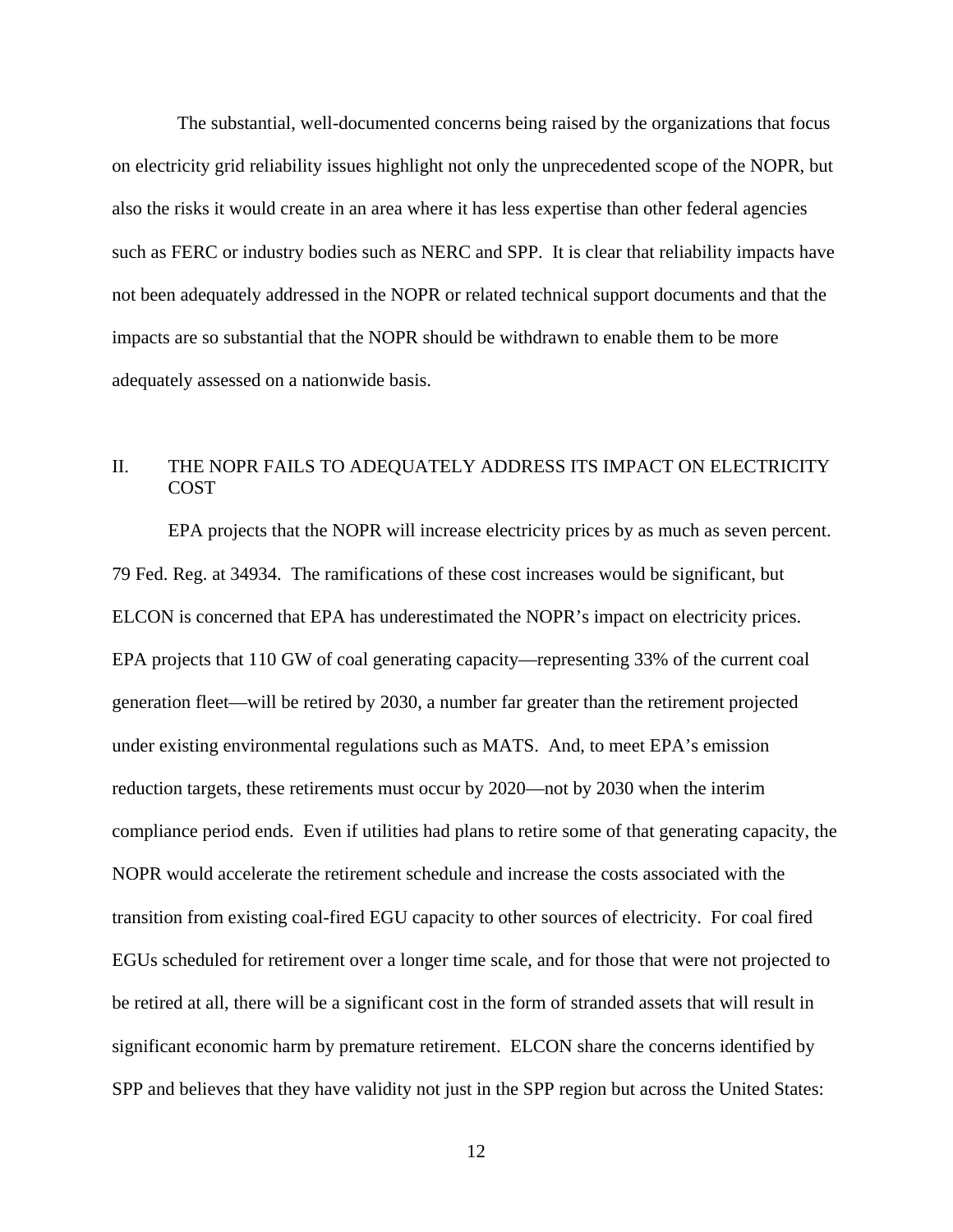The substantial, well-documented concerns being raised by the organizations that focus on electricity grid reliability issues highlight not only the unprecedented scope of the NOPR, but also the risks it would create in an area where it has less expertise than other federal agencies such as FERC or industry bodies such as NERC and SPP. It is clear that reliability impacts have not been adequately addressed in the NOPR or related technical support documents and that the impacts are so substantial that the NOPR should be withdrawn to enable them to be more adequately assessed on a nationwide basis.

## II. THE NOPR FAILS TO ADEQUATELY ADDRESS ITS IMPACT ON ELECTRICITY COST

EPA projects that the NOPR will increase electricity prices by as much as seven percent. 79 Fed. Reg. at 34934. The ramifications of these cost increases would be significant, but ELCON is concerned that EPA has underestimated the NOPR's impact on electricity prices. EPA projects that 110 GW of coal generating capacity—representing 33% of the current coal generation fleet—will be retired by 2030, a number far greater than the retirement projected under existing environmental regulations such as MATS. And, to meet EPA's emission reduction targets, these retirements must occur by 2020—not by 2030 when the interim compliance period ends. Even if utilities had plans to retire some of that generating capacity, the NOPR would accelerate the retirement schedule and increase the costs associated with the transition from existing coal-fired EGU capacity to other sources of electricity. For coal fired EGUs scheduled for retirement over a longer time scale, and for those that were not projected to be retired at all, there will be a significant cost in the form of stranded assets that will result in significant economic harm by premature retirement. ELCON share the concerns identified by SPP and believes that they have validity not just in the SPP region but across the United States: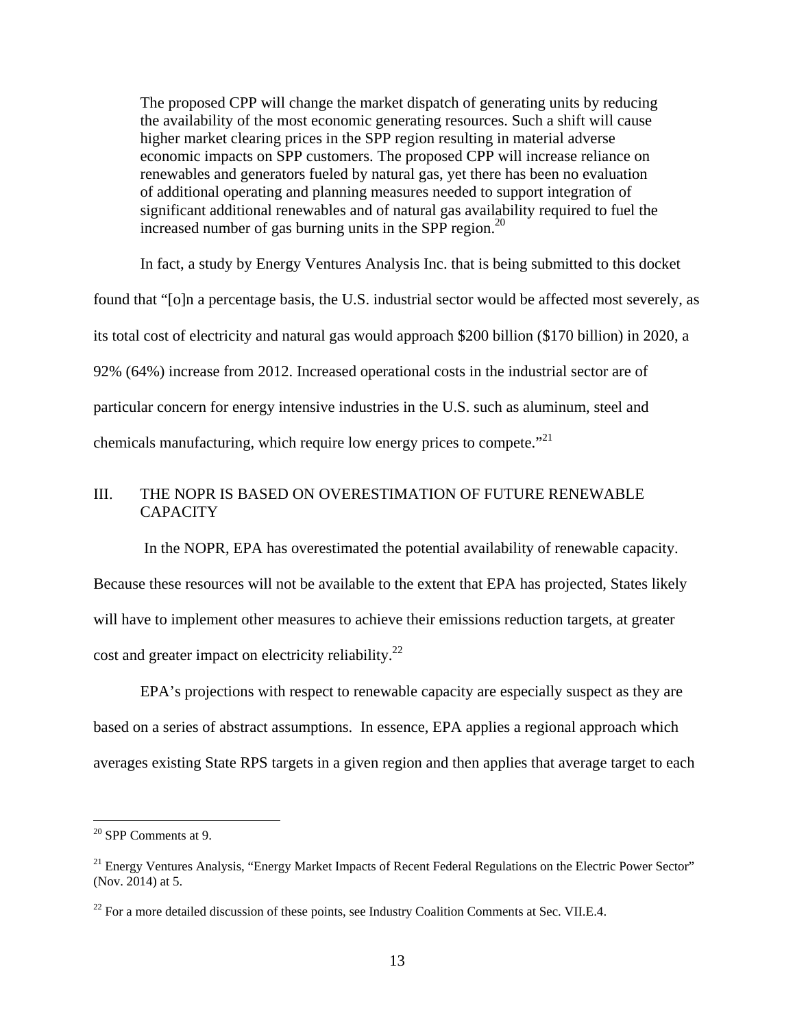> The proposed CPP will change the market dispatch of generating units by reducing the availability of the most economic generating resources. Such a shift will cause higher market clearing prices in the SPP region resulting in material adverse economic impacts on SPP customers. The proposed CPP will increase reliance on renewables and generators fueled by natural gas, yet there has been no evaluation of additional operating and planning measures needed to support integration of significant additional renewables and of natural gas availability required to fuel the increased number of gas burning units in the SPP region.[20]

In fact, a study by Energy Ventures Analysis Inc. that is being submitted to this docket found that "[o]n a percentage basis, the U.S. industrial sector would be affected most severely, as its total cost of electricity and natural gas would approach $200 billion ($170 billion) in 2020, a 92% (64%) increase from 2012. Increased operational costs in the industrial sector are of particular concern for energy intensive industries in the U.S. such as aluminum, steel and chemicals manufacturing, which require low energy prices to compete."[21]

## III. THE NOPR IS BASED ON OVERESTIMATION OF FUTURE RENEWABLE CAPACITY

In the NOPR, EPA has overestimated the potential availability of renewable capacity. Because these resources will not be available to the extent that EPA has projected, States likely will have to implement other measures to achieve their emissions reduction targets, at greater cost and greater impact on electricity reliability.[22]

EPA's projections with respect to renewable capacity are especially suspect as they are based on a series of abstract assumptions. In essence, EPA applies a regional approach which averages existing State RPS targets in a given region and then applies that average target to each

---

[20] SPP Comments at 9.

[21] Energy Ventures Analysis, "Energy Market Impacts of Recent Federal Regulations on the Electric Power Sector" (Nov. 2014) at 5.

[22] For a more detailed discussion of these points, see Industry Coalition Comments at Sec. VII.E.4.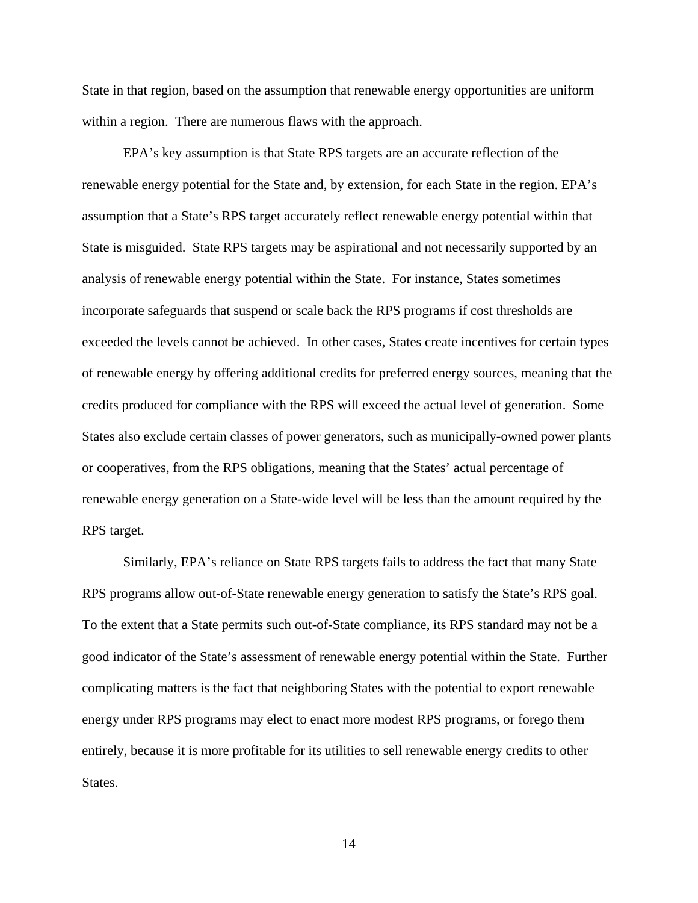State in that region, based on the assumption that renewable energy opportunities are uniform within a region. There are numerous flaws with the approach.

EPA's key assumption is that State RPS targets are an accurate reflection of the renewable energy potential for the State and, by extension, for each State in the region. EPA's assumption that a State's RPS target accurately reflect renewable energy potential within that State is misguided. State RPS targets may be aspirational and not necessarily supported by an analysis of renewable energy potential within the State. For instance, States sometimes incorporate safeguards that suspend or scale back the RPS programs if cost thresholds are exceeded the levels cannot be achieved. In other cases, States create incentives for certain types of renewable energy by offering additional credits for preferred energy sources, meaning that the credits produced for compliance with the RPS will exceed the actual level of generation. Some States also exclude certain classes of power generators, such as municipally-owned power plants or cooperatives, from the RPS obligations, meaning that the States' actual percentage of renewable energy generation on a State-wide level will be less than the amount required by the RPS target.

Similarly, EPA's reliance on State RPS targets fails to address the fact that many State RPS programs allow out-of-State renewable energy generation to satisfy the State's RPS goal. To the extent that a State permits such out-of-State compliance, its RPS standard may not be a good indicator of the State's assessment of renewable energy potential within the State. Further complicating matters is the fact that neighboring States with the potential to export renewable energy under RPS programs may elect to enact more modest RPS programs, or forego them entirely, because it is more profitable for its utilities to sell renewable energy credits to other States.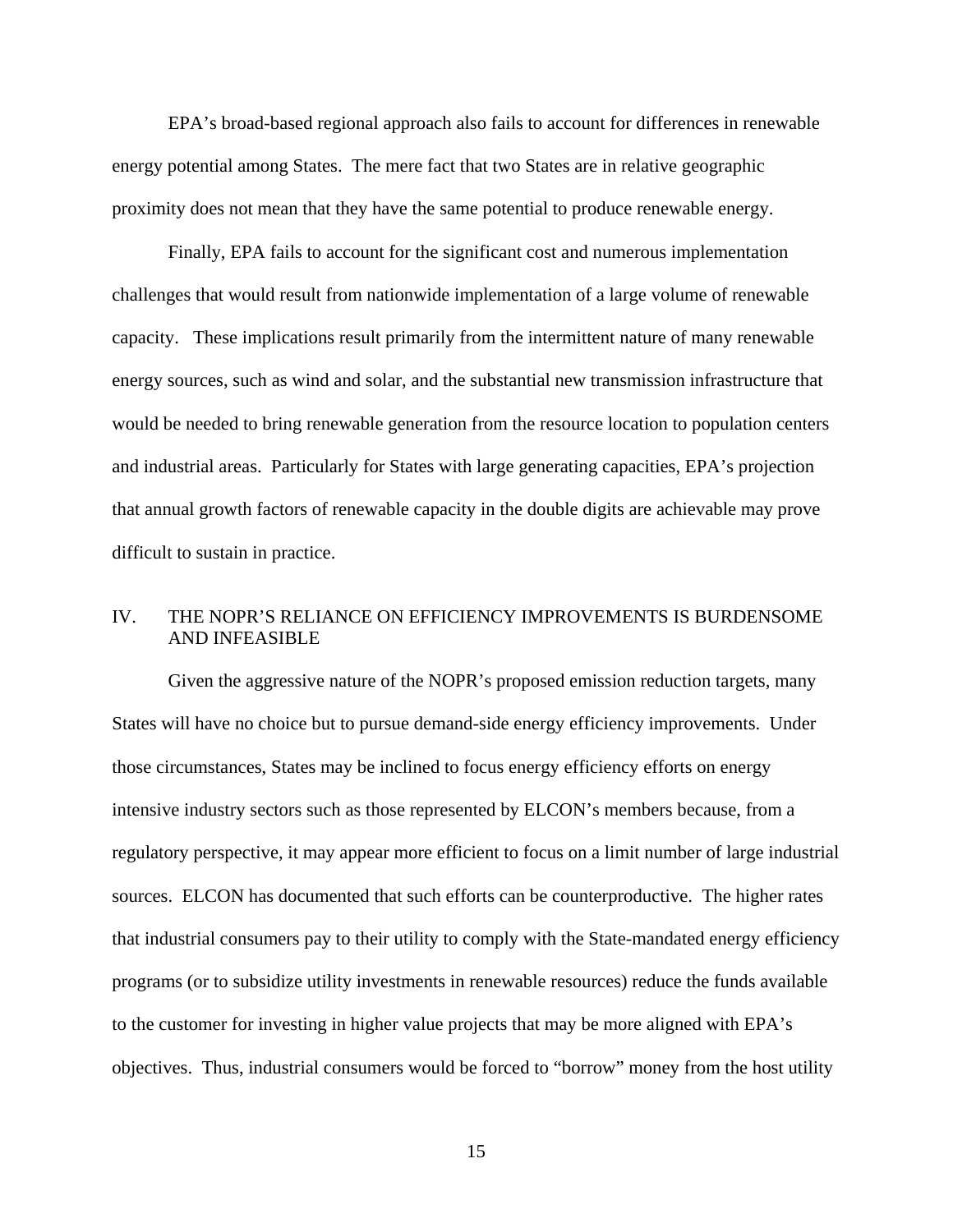EPA's broad-based regional approach also fails to account for differences in renewable energy potential among States. The mere fact that two States are in relative geographic proximity does not mean that they have the same potential to produce renewable energy.

Finally, EPA fails to account for the significant cost and numerous implementation challenges that would result from nationwide implementation of a large volume of renewable capacity. These implications result primarily from the intermittent nature of many renewable energy sources, such as wind and solar, and the substantial new transmission infrastructure that would be needed to bring renewable generation from the resource location to population centers and industrial areas. Particularly for States with large generating capacities, EPA's projection that annual growth factors of renewable capacity in the double digits are achievable may prove difficult to sustain in practice.

## IV. THE NOPR'S RELIANCE ON EFFICIENCY IMPROVEMENTS IS BURDENSOME AND INFEASIBLE

Given the aggressive nature of the NOPR's proposed emission reduction targets, many States will have no choice but to pursue demand-side energy efficiency improvements. Under those circumstances, States may be inclined to focus energy efficiency efforts on energy intensive industry sectors such as those represented by ELCON's members because, from a regulatory perspective, it may appear more efficient to focus on a limit number of large industrial sources. ELCON has documented that such efforts can be counterproductive. The higher rates that industrial consumers pay to their utility to comply with the State-mandated energy efficiency programs (or to subsidize utility investments in renewable resources) reduce the funds available to the customer for investing in higher value projects that may be more aligned with EPA's objectives. Thus, industrial consumers would be forced to "borrow" money from the host utility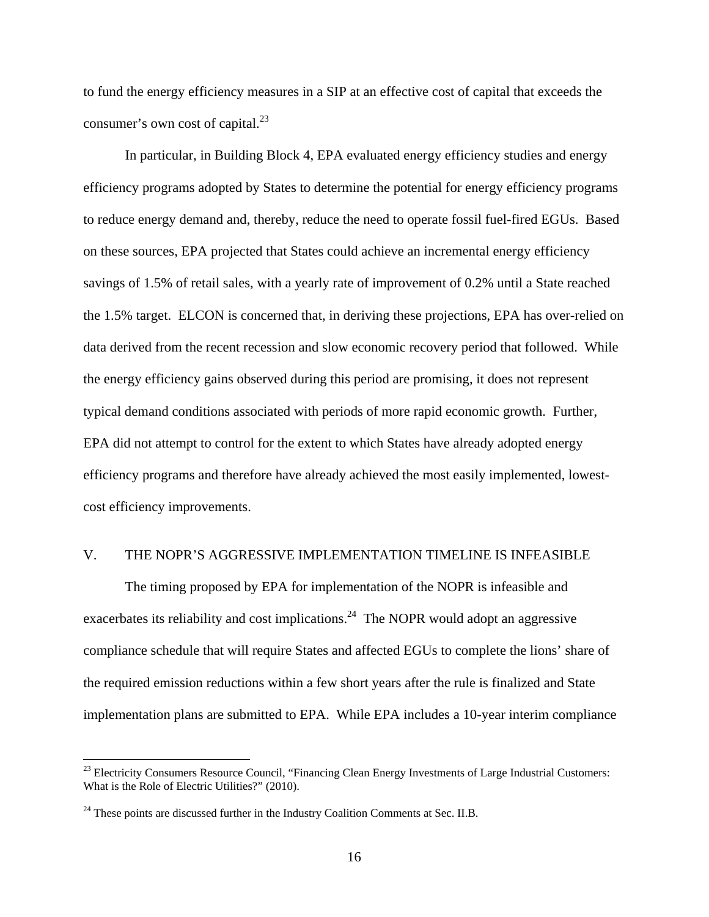to fund the energy efficiency measures in a SIP at an effective cost of capital that exceeds the consumer's own cost of capital.[23]

In particular, in Building Block 4, EPA evaluated energy efficiency studies and energy efficiency programs adopted by States to determine the potential for energy efficiency programs to reduce energy demand and, thereby, reduce the need to operate fossil fuel-fired EGUs. Based on these sources, EPA projected that States could achieve an incremental energy efficiency savings of 1.5% of retail sales, with a yearly rate of improvement of 0.2% until a State reached the 1.5% target. ELCON is concerned that, in deriving these projections, EPA has over-relied on data derived from the recent recession and slow economic recovery period that followed. While the energy efficiency gains observed during this period are promising, it does not represent typical demand conditions associated with periods of more rapid economic growth. Further, EPA did not attempt to control for the extent to which States have already adopted energy efficiency programs and therefore have already achieved the most easily implemented, lowest-cost efficiency improvements.

## V. THE NOPR'S AGGRESSIVE IMPLEMENTATION TIMELINE IS INFEASIBLE

The timing proposed by EPA for implementation of the NOPR is infeasible and exacerbates its reliability and cost implications.[24] The NOPR would adopt an aggressive compliance schedule that will require States and affected EGUs to complete the lions' share of the required emission reductions within a few short years after the rule is finalized and State implementation plans are submitted to EPA. While EPA includes a 10-year interim compliance

---

[23] Electricity Consumers Resource Council, "Financing Clean Energy Investments of Large Industrial Customers: What is the Role of Electric Utilities?" (2010).

[24] These points are discussed further in the Industry Coalition Comments at Sec. II.B.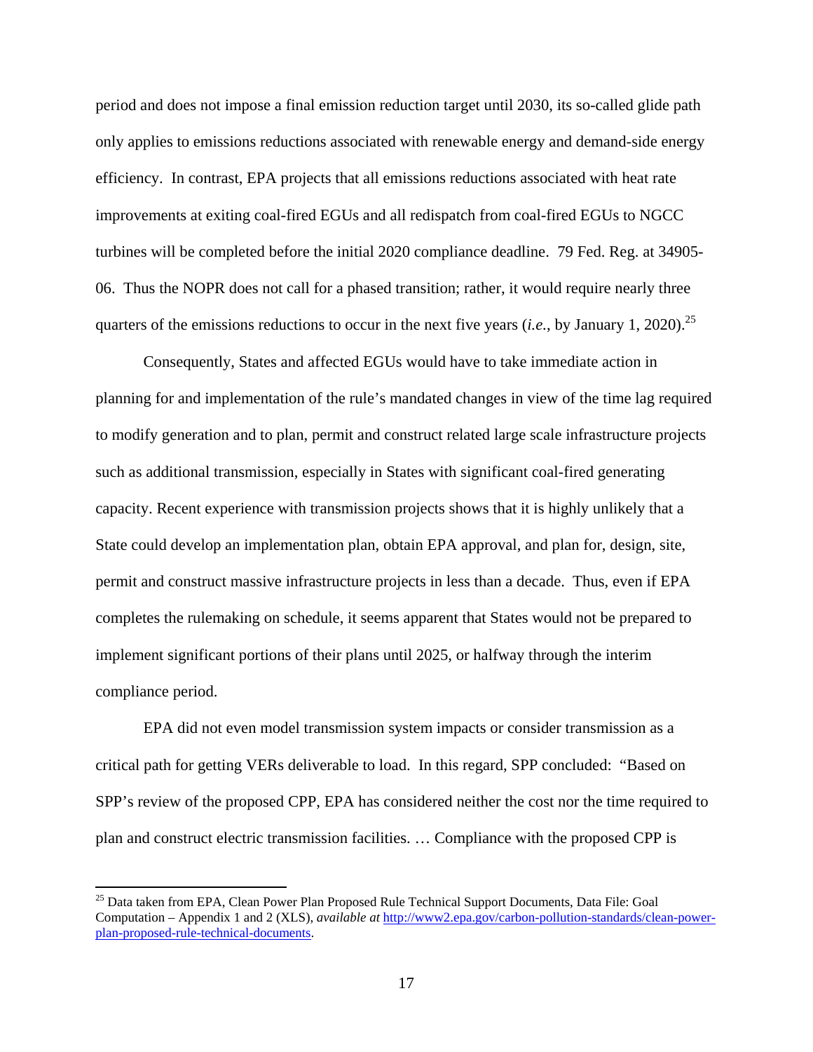period and does not impose a final emission reduction target until 2030, its so-called glide path only applies to emissions reductions associated with renewable energy and demand-side energy efficiency. In contrast, EPA projects that all emissions reductions associated with heat rate improvements at exiting coal-fired EGUs and all redispatch from coal-fired EGUs to NGCC turbines will be completed before the initial 2020 compliance deadline. 79 Fed. Reg. at 34905-06. Thus the NOPR does not call for a phased transition; rather, it would require nearly three quarters of the emissions reductions to occur in the next five years (*i.e.*, by January 1, 2020).[25]

Consequently, States and affected EGUs would have to take immediate action in planning for and implementation of the rule's mandated changes in view of the time lag required to modify generation and to plan, permit and construct related large scale infrastructure projects such as additional transmission, especially in States with significant coal-fired generating capacity. Recent experience with transmission projects shows that it is highly unlikely that a State could develop an implementation plan, obtain EPA approval, and plan for, design, site, permit and construct massive infrastructure projects in less than a decade. Thus, even if EPA completes the rulemaking on schedule, it seems apparent that States would not be prepared to implement significant portions of their plans until 2025, or halfway through the interim compliance period.

EPA did not even model transmission system impacts or consider transmission as a critical path for getting VERs deliverable to load. In this regard, SPP concluded: "Based on SPP's review of the proposed CPP, EPA has considered neither the cost nor the time required to plan and construct electric transmission facilities. … Compliance with the proposed CPP is

---

[25] Data taken from EPA, Clean Power Plan Proposed Rule Technical Support Documents, Data File: Goal Computation – Appendix 1 and 2 (XLS), *available at* [http://www2.epa.gov/carbon-pollution-standards/clean-power-plan-proposed-rule-technical-documents](http://www2.epa.gov/carbon-pollution-standards/clean-power-plan-proposed-rule-technical-documents).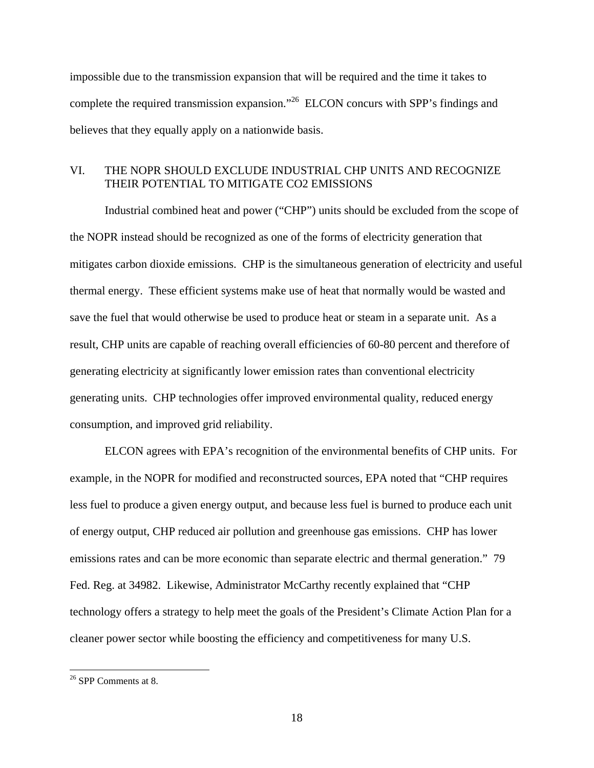impossible due to the transmission expansion that will be required and the time it takes to complete the required transmission expansion."[26] ELCON concurs with SPP's findings and believes that they equally apply on a nationwide basis.

## VI. THE NOPR SHOULD EXCLUDE INDUSTRIAL CHP UNITS AND RECOGNIZE THEIR POTENTIAL TO MITIGATE CO2 EMISSIONS

Industrial combined heat and power ("CHP") units should be excluded from the scope of the NOPR instead should be recognized as one of the forms of electricity generation that mitigates carbon dioxide emissions. CHP is the simultaneous generation of electricity and useful thermal energy. These efficient systems make use of heat that normally would be wasted and save the fuel that would otherwise be used to produce heat or steam in a separate unit. As a result, CHP units are capable of reaching overall efficiencies of 60-80 percent and therefore of generating electricity at significantly lower emission rates than conventional electricity generating units. CHP technologies offer improved environmental quality, reduced energy consumption, and improved grid reliability.

ELCON agrees with EPA's recognition of the environmental benefits of CHP units. For example, in the NOPR for modified and reconstructed sources, EPA noted that "CHP requires less fuel to produce a given energy output, and because less fuel is burned to produce each unit of energy output, CHP reduced air pollution and greenhouse gas emissions. CHP has lower emissions rates and can be more economic than separate electric and thermal generation." 79 Fed. Reg. at 34982. Likewise, Administrator McCarthy recently explained that "CHP technology offers a strategy to help meet the goals of the President's Climate Action Plan for a cleaner power sector while boosting the efficiency and competitiveness for many U.S.

---

[26] SPP Comments at 8.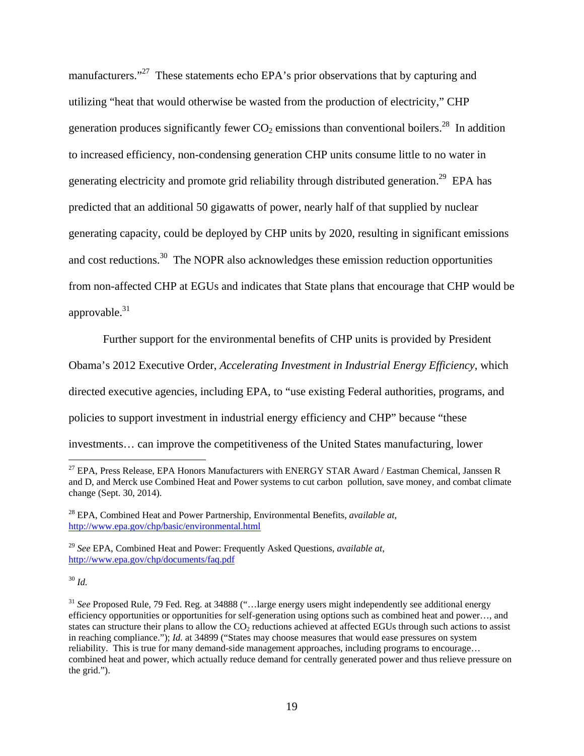manufacturers."[27] These statements echo EPA's prior observations that by capturing and utilizing "heat that would otherwise be wasted from the production of electricity," CHP generation produces significantly fewer $CO_2$ emissions than conventional boilers.[28] In addition to increased efficiency, non-condensing generation CHP units consume little to no water in generating electricity and promote grid reliability through distributed generation.[29] EPA has predicted that an additional 50 gigawatts of power, nearly half of that supplied by nuclear generating capacity, could be deployed by CHP units by 2020, resulting in significant emissions and cost reductions.[30] The NOPR also acknowledges these emission reduction opportunities from non-affected CHP at EGUs and indicates that State plans that encourage that CHP would be approvable.[31]

Further support for the environmental benefits of CHP units is provided by President Obama's 2012 Executive Order, *Accelerating Investment in Industrial Energy Efficiency*, which directed executive agencies, including EPA, to "use existing Federal authorities, programs, and policies to support investment in industrial energy efficiency and CHP" because "these investments… can improve the competitiveness of the United States manufacturing, lower

---

[27] EPA, Press Release, EPA Honors Manufacturers with ENERGY STAR Award / Eastman Chemical, Janssen R and D, and Merck use Combined Heat and Power systems to cut carbon pollution, save money, and combat climate change (Sept. 30, 2014).

[28] EPA, Combined Heat and Power Partnership, Environmental Benefits, *available at*, http://www.epa.gov/chp/basic/environmental.html

[29] *See* EPA, Combined Heat and Power: Frequently Asked Questions, *available at*, http://www.epa.gov/chp/documents/faq.pdf

[30] *Id.*

[31] *See* Proposed Rule, 79 Fed. Reg. at 34888 ("…large energy users might independently see additional energy efficiency opportunities or opportunities for self-generation using options such as combined heat and power…, and states can structure their plans to allow the $CO_2$ reductions achieved at affected EGUs through such actions to assist in reaching compliance."); *Id.* at 34899 ("States may choose measures that would ease pressures on system reliability. This is true for many demand-side management approaches, including programs to encourage… combined heat and power, which actually reduce demand for centrally generated power and thus relieve pressure on the grid.").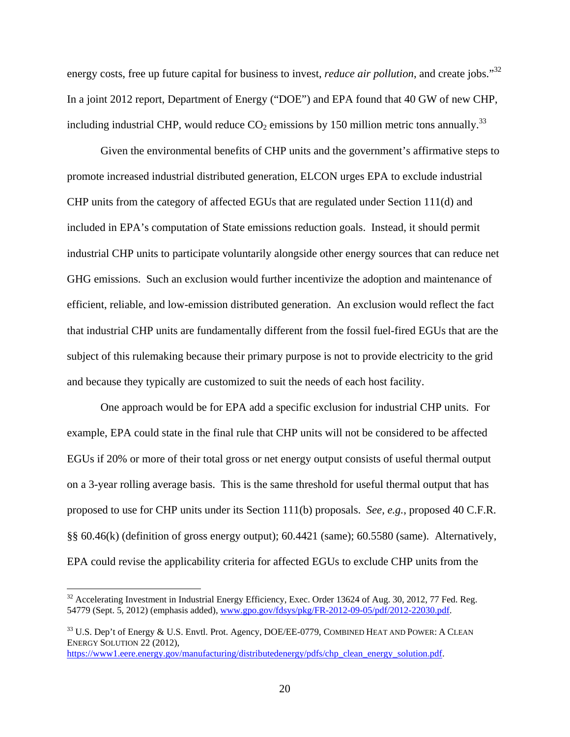energy costs, free up future capital for business to invest, *reduce air pollution*, and create jobs."[32] In a joint 2012 report, Department of Energy ("DOE") and EPA found that 40 GW of new CHP, including industrial CHP, would reduce $CO_2$ emissions by 150 million metric tons annually.[33]

Given the environmental benefits of CHP units and the government's affirmative steps to promote increased industrial distributed generation, ELCON urges EPA to exclude industrial CHP units from the category of affected EGUs that are regulated under Section 111(d) and included in EPA's computation of State emissions reduction goals. Instead, it should permit industrial CHP units to participate voluntarily alongside other energy sources that can reduce net GHG emissions. Such an exclusion would further incentivize the adoption and maintenance of efficient, reliable, and low-emission distributed generation. An exclusion would reflect the fact that industrial CHP units are fundamentally different from the fossil fuel-fired EGUs that are the subject of this rulemaking because their primary purpose is not to provide electricity to the grid and because they typically are customized to suit the needs of each host facility.

One approach would be for EPA add a specific exclusion for industrial CHP units. For example, EPA could state in the final rule that CHP units will not be considered to be affected EGUs if 20% or more of their total gross or net energy output consists of useful thermal output on a 3-year rolling average basis. This is the same threshold for useful thermal output that has proposed to use for CHP units under its Section 111(b) proposals. *See, e.g.*, proposed 40 C.F.R. §§ 60.46(k) (definition of gross energy output); 60.4421 (same); 60.5580 (same). Alternatively, EPA could revise the applicability criteria for affected EGUs to exclude CHP units from the

---

[32] Accelerating Investment in Industrial Energy Efficiency, Exec. Order 13624 of Aug. 30, 2012, 77 Fed. Reg. 54779 (Sept. 5, 2012) (emphasis added), www.gpo.gov/fdsys/pkg/FR-2012-09-05/pdf/2012-22030.pdf.

[33] U.S. Dep't of Energy & U.S. Envtl. Prot. Agency, DOE/EE-0779, COMBINED HEAT AND POWER: A CLEAN ENERGY SOLUTION 22 (2012), https://www1.eere.energy.gov/manufacturing/distributedenergy/pdfs/chp_clean_energy_solution.pdf.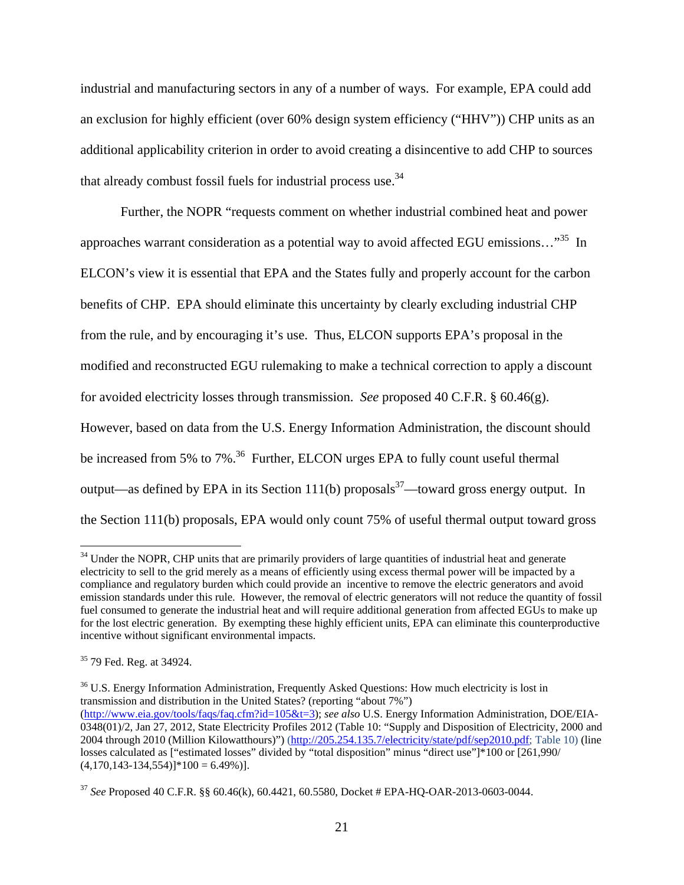industrial and manufacturing sectors in any of a number of ways. For example, EPA could add an exclusion for highly efficient (over 60% design system efficiency ("HHV")) CHP units as an additional applicability criterion in order to avoid creating a disincentive to add CHP to sources that already combust fossil fuels for industrial process use.[34]

Further, the NOPR "requests comment on whether industrial combined heat and power approaches warrant consideration as a potential way to avoid affected EGU emissions…"[35] In ELCON's view it is essential that EPA and the States fully and properly account for the carbon benefits of CHP. EPA should eliminate this uncertainty by clearly excluding industrial CHP from the rule, and by encouraging it's use. Thus, ELCON supports EPA's proposal in the modified and reconstructed EGU rulemaking to make a technical correction to apply a discount for avoided electricity losses through transmission. *See* proposed 40 C.F.R. § 60.46(g). However, based on data from the U.S. Energy Information Administration, the discount should be increased from 5% to 7%.[36] Further, ELCON urges EPA to fully count useful thermal output—as defined by EPA in its Section 111(b) proposals[37]—toward gross energy output. In the Section 111(b) proposals, EPA would only count 75% of useful thermal output toward gross

---

[34] Under the NOPR, CHP units that are primarily providers of large quantities of industrial heat and generate electricity to sell to the grid merely as a means of efficiently using excess thermal power will be impacted by a compliance and regulatory burden which could provide an incentive to remove the electric generators and avoid emission standards under this rule. However, the removal of electric generators will not reduce the quantity of fossil fuel consumed to generate the industrial heat and will require additional generation from affected EGUs to make up for the lost electric generation. By exempting these highly efficient units, EPA can eliminate this counterproductive incentive without significant environmental impacts.

[35] 79 Fed. Reg. at 34924.

[36] U.S. Energy Information Administration, Frequently Asked Questions: How much electricity is lost in transmission and distribution in the United States? (reporting "about 7%") (http://www.eia.gov/tools/faqs/faq.cfm?id=105&t=3); *see also* U.S. Energy Information Administration, DOE/EIA-0348(01)/2, Jan 27, 2012, State Electricity Profiles 2012 (Table 10: "Supply and Disposition of Electricity, 2000 and 2004 through 2010 (Million Kilowatthours)") (http://205.254.135.7/electricity/state/pdf/sep2010.pdf; Table 10) (line losses calculated as ["estimated losses" divided by "total disposition" minus "direct use"]*100 or [261,990/ (4,170,143-134,554)]*100 = 6.49%)].

[37] *See* Proposed 40 C.F.R. §§ 60.46(k), 60.4421, 60.5580, Docket # EPA-HQ-OAR-2013-0603-0044.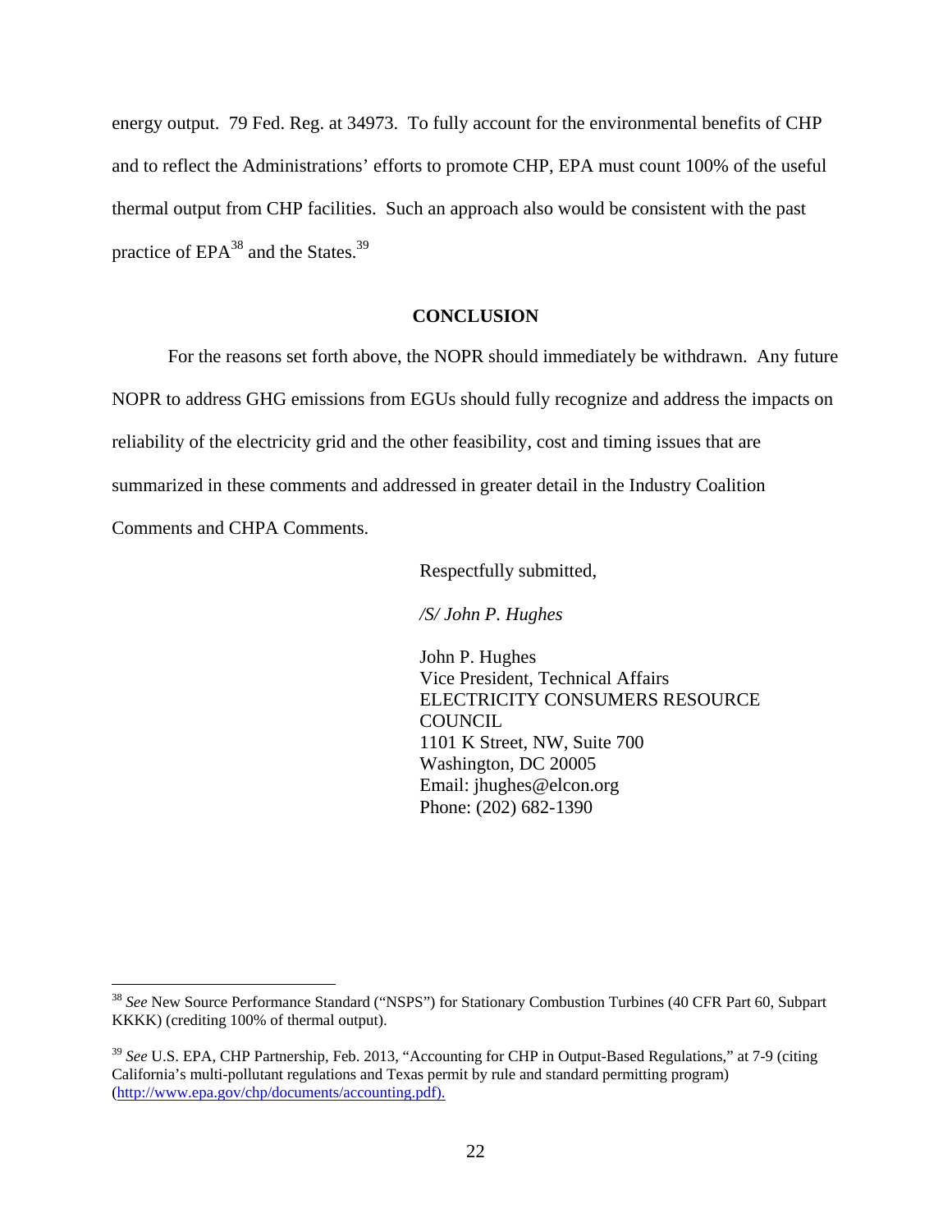energy output. 79 Fed. Reg. at 34973. To fully account for the environmental benefits of CHP and to reflect the Administrations' efforts to promote CHP, EPA must count 100% of the useful thermal output from CHP facilities. Such an approach also would be consistent with the past practice of EPA[38] and the States.[39]

## CONCLUSION

For the reasons set forth above, the NOPR should immediately be withdrawn. Any future NOPR to address GHG emissions from EGUs should fully recognize and address the impacts on reliability of the electricity grid and the other feasibility, cost and timing issues that are summarized in these comments and addressed in greater detail in the Industry Coalition Comments and CHPA Comments.

Respectfully submitted,

*/S/ John P. Hughes*

John P. Hughes
Vice President, Technical Affairs
ELECTRICITY CONSUMERS RESOURCE COUNCIL
1101 K Street, NW, Suite 700
Washington, DC 20005
Email: jhughes@elcon.org
Phone: (202) 682-1390

---

[38] *See* New Source Performance Standard ("NSPS") for Stationary Combustion Turbines (40 CFR Part 60, Subpart KKKK) (crediting 100% of thermal output).

[39] *See* U.S. EPA, CHP Partnership, Feb. 2013, "Accounting for CHP in Output-Based Regulations," at 7-9 (citing California's multi-pollutant regulations and Texas permit by rule and standard permitting program) (http://www.epa.gov/chp/documents/accounting.pdf).